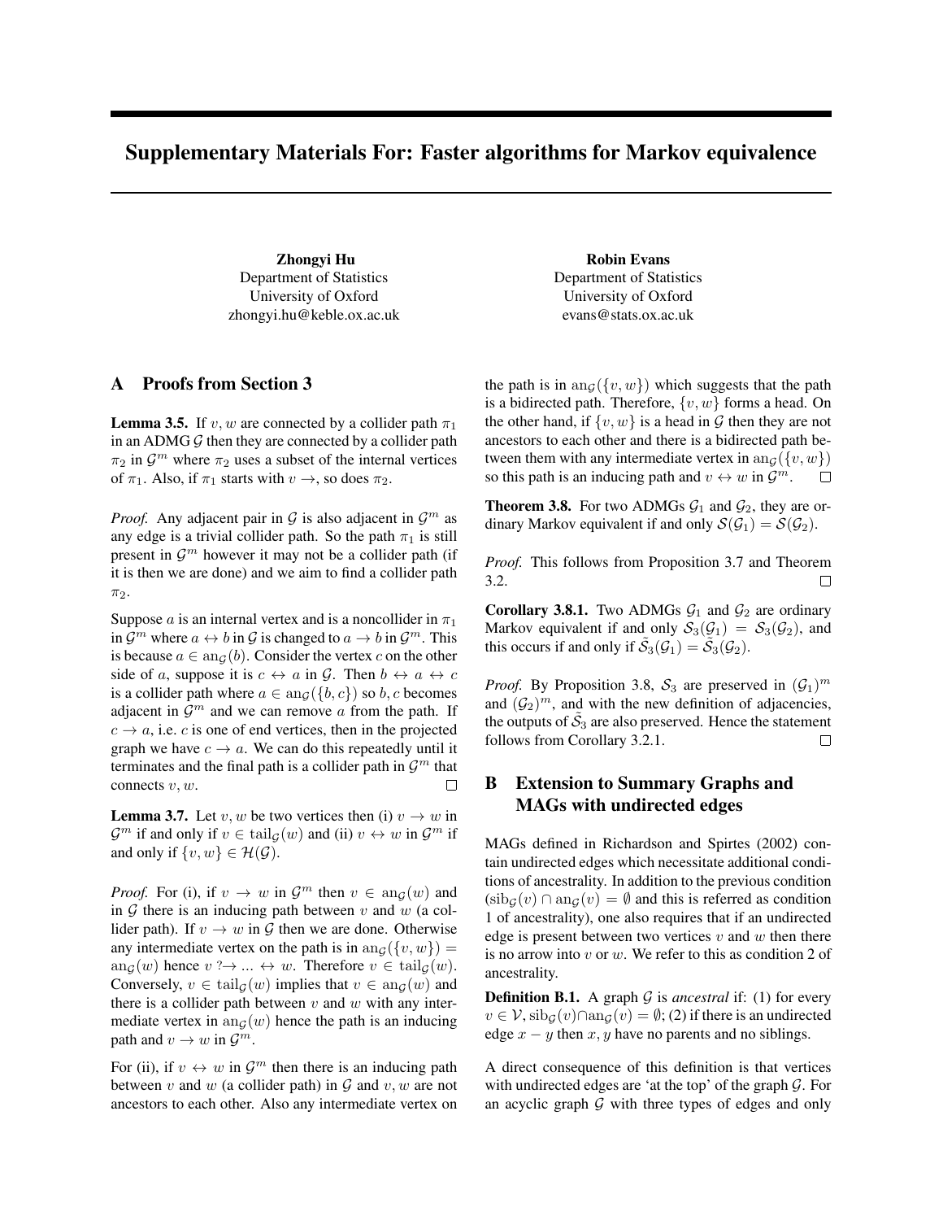# Supplementary Materials For: Faster algorithms for Markov equivalence

**Zhongyi Hu**
Department of Statistics
University of Oxford
zhongyi.hu@keble.ox.ac.uk

**Robin Evans**
Department of Statistics
University of Oxford
evans@stats.ox.ac.uk

## A Proofs from Section 3

**Lemma 3.5.** If $v, w$ are connected by a collider path $\pi_1$ in an ADMG $\mathcal{G}$ then they are connected by a collider path $\pi_2$ in $\mathcal{G}^m$ where $\pi_2$ uses a subset of the internal vertices of $\pi_1$. Also, if $\pi_1$ starts with $v \to$, so does $\pi_2$.

*Proof.* Any adjacent pair in $\mathcal{G}$ is also adjacent in $\mathcal{G}^m$ as any edge is a trivial collider path. So the path $\pi_1$ is still present in $\mathcal{G}^m$ however it may not be a collider path (if it is then we are done) and we aim to find a collider path $\pi_2$.

Suppose $a$ is an internal vertex and is a noncollider in $\pi_1$ in $\mathcal{G}^m$ where $a \leftrightarrow b$ in $\mathcal{G}$ is changed to $a \to b$ in $\mathcal{G}^m$. This is because $a \in \mathrm{an}_{\mathcal{G}}(b)$. Consider the vertex $c$ on the other side of $a$, suppose it is $c \leftrightarrow a$ in $\mathcal{G}$. Then $b \leftrightarrow a \leftrightarrow c$ is a collider path where $a \in \mathrm{an}_{\mathcal{G}}(\{b, c\})$ so $b, c$ becomes adjacent in $\mathcal{G}^m$ and we can remove $a$ from the path. If $c \to a$, i.e. $c$ is one of end vertices, then in the projected graph we have $c \to a$. We can do this repeatedly until it terminates and the final path is a collider path in $\mathcal{G}^m$ that connects $v, w$. $\square$

**Lemma 3.7.** Let $v, w$ be two vertices then (i) $v \to w$ in $\mathcal{G}^m$ if and only if $v \in \mathrm{tail}_{\mathcal{G}}(w)$ and (ii) $v \leftrightarrow w$ in $\mathcal{G}^m$ if and only if $\{v, w\} \in \mathcal{H}(\mathcal{G})$.

*Proof.* For (i), if $v \to w$ in $\mathcal{G}^m$ then $v \in \mathrm{an}_{\mathcal{G}}(w)$ and in $\mathcal{G}$ there is an inducing path between $v$ and $w$ (a collider path). If $v \to w$ in $\mathcal{G}$ then we are done. Otherwise any intermediate vertex on the path is in $\mathrm{an}_{\mathcal{G}}(\{v, w\}) = \mathrm{an}_{\mathcal{G}}(w)$ hence $v \mathrel{?\!\!\to} \dots \leftrightarrow w$. Therefore $v \in \mathrm{tail}_{\mathcal{G}}(w)$. Conversely, $v \in \mathrm{tail}_{\mathcal{G}}(w)$ implies that $v \in \mathrm{an}_{\mathcal{G}}(w)$ and there is a collider path between $v$ and $w$ with any intermediate vertex in $\mathrm{an}_{\mathcal{G}}(w)$ hence the path is an inducing path and $v \to w$ in $\mathcal{G}^m$.

For (ii), if $v \leftrightarrow w$ in $\mathcal{G}^m$ then there is an inducing path between $v$ and $w$ (a collider path) in $\mathcal{G}$ and $v, w$ are not ancestors to each other. Also any intermediate vertex on the path is in $\mathrm{an}_{\mathcal{G}}(\{v, w\})$ which suggests that the path is a bidirected path. Therefore, $\{v, w\}$ forms a head. On the other hand, if $\{v, w\}$ is a head in $\mathcal{G}$ then they are not ancestors to each other and there is a bidirected path between them with any intermediate vertex in $\mathrm{an}_{\mathcal{G}}(\{v, w\})$ so this path is an inducing path and $v \leftrightarrow w$ in $\mathcal{G}^m$. $\square$

**Theorem 3.8.** For two ADMGs $\mathcal{G}_1$ and $\mathcal{G}_2$, they are ordinary Markov equivalent if and only $\mathcal{S}(\mathcal{G}_1) = \mathcal{S}(\mathcal{G}_2)$.

*Proof.* This follows from Proposition 3.7 and Theorem 3.2. $\square$

**Corollary 3.8.1.** Two ADMGs $\mathcal{G}_1$ and $\mathcal{G}_2$ are ordinary Markov equivalent if and only $\mathcal{S}_3(\mathcal{G}_1) = \mathcal{S}_3(\mathcal{G}_2)$, and this occurs if and only if $\tilde{\mathcal{S}}_3(\mathcal{G}_1) = \tilde{\mathcal{S}}_3(\mathcal{G}_2)$.

*Proof.* By Proposition 3.8, $\mathcal{S}_3$ are preserved in $(\mathcal{G}_1)^m$ and $(\mathcal{G}_2)^m$, and with the new definition of adjacencies, the outputs of $\tilde{\mathcal{S}}_3$ are also preserved. Hence the statement follows from Corollary 3.2.1. $\square$

## B Extension to Summary Graphs and MAGs with undirected edges

MAGs defined in Richardson and Spirtes (2002) contain undirected edges which necessitate additional conditions of ancestrality. In addition to the previous condition ($\mathrm{sib}_{\mathcal{G}}(v) \cap \mathrm{an}_{\mathcal{G}}(v) = \emptyset$ and this is referred as condition 1 of ancestrality), one also requires that if an undirected edge is present between two vertices $v$ and $w$ then there is no arrow into $v$ or $w$. We refer to this as condition 2 of ancestrality.

**Definition B.1.** A graph $\mathcal{G}$ is *ancestral* if: (1) for every $v \in \mathcal{V}$, $\mathrm{sib}_{\mathcal{G}}(v) \cap \mathrm{an}_{\mathcal{G}}(v) = \emptyset$; (2) if there is an undirected edge $x - y$ then $x, y$ have no parents and no siblings.

A direct consequence of this definition is that vertices with undirected edges are 'at the top' of the graph $\mathcal{G}$. For an acyclic graph $\mathcal{G}$ with three types of edges and only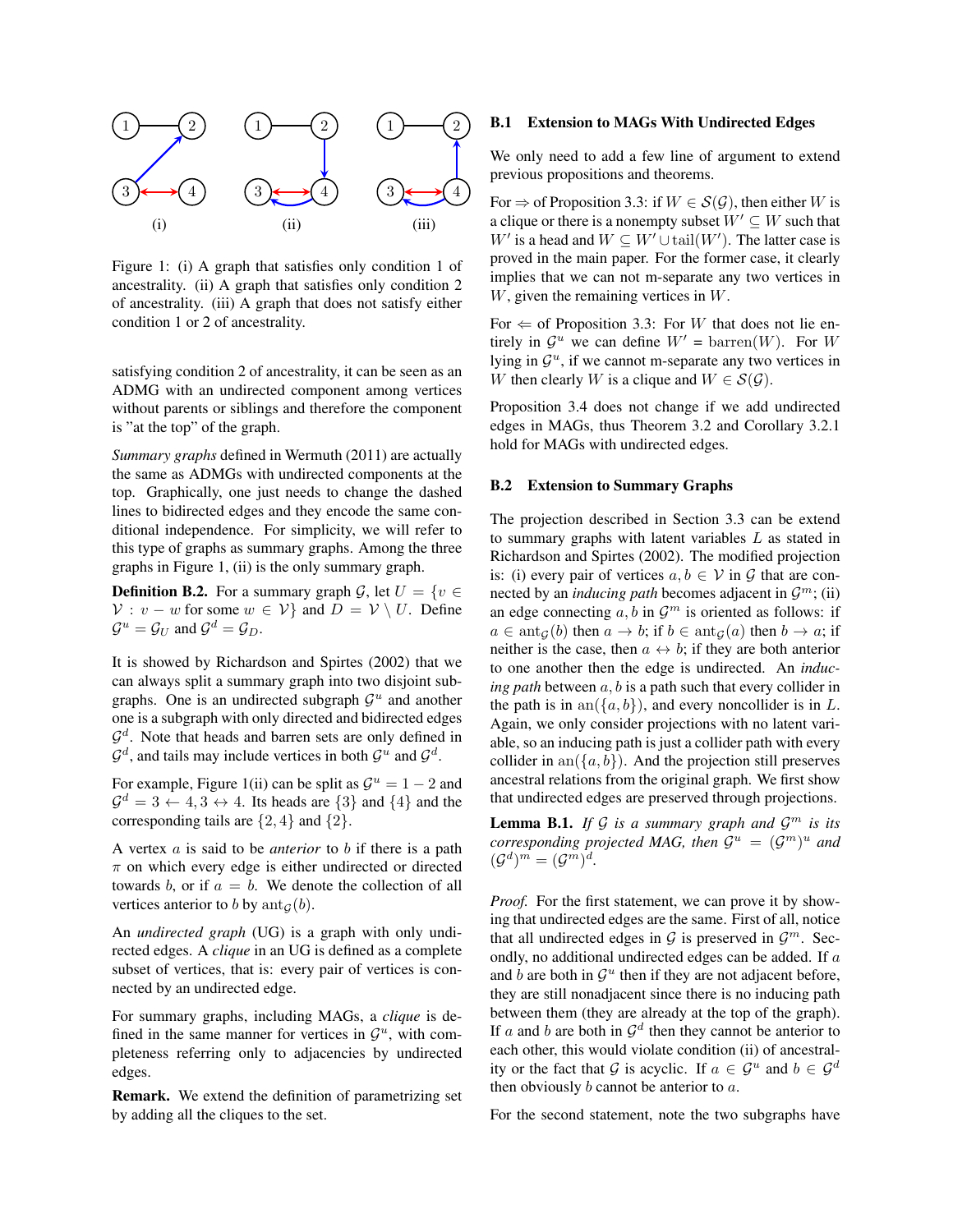Figure 1: (i) A graph that satisfies only condition 1 of ancestrality. (ii) A graph that satisfies only condition 2 of ancestrality. (iii) A graph that does not satisfy either condition 1 or 2 of ancestrality.

satisfying condition 2 of ancestrality, it can be seen as an ADMG with an undirected component among vertices without parents or siblings and therefore the component is "at the top" of the graph.

*Summary graphs* defined in Wermuth (2011) are actually the same as ADMGs with undirected components at the top. Graphically, one just needs to change the dashed lines to bidirected edges and they encode the same conditional independence. For simplicity, we will refer to this type of graphs as summary graphs. Among the three graphs in Figure 1, (ii) is the only summary graph.

**Definition B.2.** For a summary graph $\mathcal{G}$, let $U = \{v \in \mathcal{V} : v - w \text{ for some } w \in \mathcal{V}\}$ and $D = \mathcal{V} \setminus U$. Define $\mathcal{G}^u = \mathcal{G}_U$ and $\mathcal{G}^d = \mathcal{G}_D$.

It is showed by Richardson and Spirtes (2002) that we can always split a summary graph into two disjoint subgraphs. One is an undirected subgraph $\mathcal{G}^u$ and another one is a subgraph with only directed and bidirected edges $\mathcal{G}^d$. Note that heads and barren sets are only defined in $\mathcal{G}^d$, and tails may include vertices in both $\mathcal{G}^u$ and $\mathcal{G}^d$.

For example, Figure 1(ii) can be split as $\mathcal{G}^u = 1 - 2$ and $\mathcal{G}^d = 3 \leftarrow 4, 3 \leftrightarrow 4$. Its heads are $\{3\}$ and $\{4\}$ and the corresponding tails are $\{2, 4\}$ and $\{2\}$.

A vertex $a$ is said to be *anterior* to $b$ if there is a path $\pi$ on which every edge is either undirected or directed towards $b$, or if $a = b$. We denote the collection of all vertices anterior to $b$ by $\mathrm{ant}_{\mathcal{G}}(b)$.

An *undirected graph* (UG) is a graph with only undirected edges. A *clique* in an UG is defined as a complete subset of vertices, that is: every pair of vertices is connected by an undirected edge.

For summary graphs, including MAGs, a *clique* is defined in the same manner for vertices in $\mathcal{G}^u$, with completeness referring only to adjacencies by undirected edges.

**Remark.** We extend the definition of parametrizing set by adding all the cliques to the set.

### B.1 Extension to MAGs With Undirected Edges

We only need to add a few line of argument to extend previous propositions and theorems.

For $\Rightarrow$ of Proposition 3.3: if $W \in \mathcal{S}(\mathcal{G})$, then either $W$ is a clique or there is a nonempty subset $W' \subseteq W$ such that $W'$ is a head and $W \subseteq W' \cup \mathrm{tail}(W')$. The latter case is proved in the main paper. For the former case, it clearly implies that we can not m-separate any two vertices in $W$, given the remaining vertices in $W$.

For $\Leftarrow$ of Proposition 3.3: For $W$ that does not lie entirely in $\mathcal{G}^u$ we can define $W' = \mathrm{barren}(W)$. For $W$ lying in $\mathcal{G}^u$, if we cannot m-separate any two vertices in $W$ then clearly $W$ is a clique and $W \in \mathcal{S}(\mathcal{G})$.

Proposition 3.4 does not change if we add undirected edges in MAGs, thus Theorem 3.2 and Corollary 3.2.1 hold for MAGs with undirected edges.

### B.2 Extension to Summary Graphs

The projection described in Section 3.3 can be extend to summary graphs with latent variables $L$ as stated in Richardson and Spirtes (2002). The modified projection is: (i) every pair of vertices $a, b \in \mathcal{V}$ in $\mathcal{G}$ that are connected by an *inducing path* becomes adjacent in $\mathcal{G}^m$; (ii) an edge connecting $a, b$ in $\mathcal{G}^m$ is oriented as follows: if $a \in \mathrm{ant}_{\mathcal{G}}(b)$ then $a \rightarrow b$; if $b \in \mathrm{ant}_{\mathcal{G}}(a)$ then $b \rightarrow a$; if neither is the case, then $a \leftrightarrow b$; if they are both anterior to one another then the edge is undirected. An *inducing path* between $a, b$ is a path such that every collider in the path is in $\mathrm{an}(\{a, b\})$, and every noncollider is in $L$. Again, we only consider projections with no latent variable, so an inducing path is just a collider path with every collider in $\mathrm{an}(\{a, b\})$. And the projection still preserves ancestral relations from the original graph. We first show that undirected edges are preserved through projections.

**Lemma B.1.** *If $\mathcal{G}$ is a summary graph and $\mathcal{G}^m$ is its corresponding projected MAG, then $\mathcal{G}^u = (\mathcal{G}^m)^u$ and $(\mathcal{G}^d)^m = (\mathcal{G}^m)^d$.*

*Proof.* For the first statement, we can prove it by showing that undirected edges are the same. First of all, notice that all undirected edges in $\mathcal{G}$ is preserved in $\mathcal{G}^m$. Secondly, no additional undirected edges can be added. If $a$ and $b$ are both in $\mathcal{G}^u$ then if they are not adjacent before, they are still nonadjacent since there is no inducing path between them (they are already at the top of the graph). If $a$ and $b$ are both in $\mathcal{G}^d$ then they cannot be anterior to each other, this would violate condition (ii) of ancestrality or the fact that $\mathcal{G}$ is acyclic. If $a \in \mathcal{G}^u$ and $b \in \mathcal{G}^d$ then obviously $b$ cannot be anterior to $a$.

For the second statement, note the two subgraphs have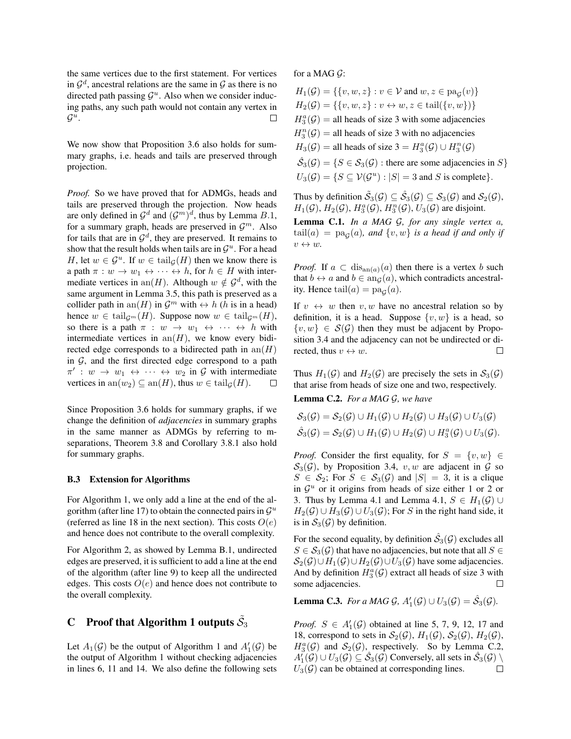the same vertices due to the first statement. For vertices in $\mathcal{G}^d$, ancestral relations are the same in $\mathcal{G}$ as there is no directed path passing $\mathcal{G}^u$. Also when we consider inducing paths, any such path would not contain any vertex in $\mathcal{G}^u$. □

We now show that Proposition 3.6 also holds for summary graphs, i.e. heads and tails are preserved through projection.

*Proof.* So we have proved that for ADMGs, heads and tails are preserved through the projection. Now heads are only defined in $\mathcal{G}^d$ and $(\mathcal{G}^m)^d$, thus by Lemma $B.1$, for a summary graph, heads are preserved in $\mathcal{G}^m$. Also for tails that are in $\mathcal{G}^d$, they are preserved. It remains to show that the result holds when tails are in $\mathcal{G}^u$. For a head $H$, let $w \in \mathcal{G}^u$. If $w \in \mathrm{tail}_{\mathcal{G}}(H)$ then we know there is a path $\pi : w \to w_1 \leftrightarrow \cdots \leftrightarrow h$, for $h \in H$ with intermediate vertices in $\mathrm{an}(H)$. Although $w \notin \mathcal{G}^d$, with the same argument in Lemma 3.5, this path is preserved as a collider path in $\mathrm{an}(H)$ in $\mathcal{G}^m$ with $\leftrightarrow h$ ($h$ is in a head) hence $w \in \mathrm{tail}_{\mathcal{G}^m}(H)$. Suppose now $w \in \mathrm{tail}_{\mathcal{G}^m}(H)$, so there is a path $\pi : w \to w_1 \leftrightarrow \cdots \leftrightarrow h$ with intermediate vertices in $\mathrm{an}(H)$, we know every bidirected edge corresponds to a bidirected path in $\mathrm{an}(H)$ in $\mathcal{G}$, and the first directed edge correspond to a path $\pi' : w \to w_1 \leftrightarrow \cdots \leftrightarrow w_2$ in $\mathcal{G}$ with intermediate vertices in $\mathrm{an}(w_2) \subseteq \mathrm{an}(H)$, thus $w \in \mathrm{tail}_{\mathcal{G}}(H)$. □

Since Proposition 3.6 holds for summary graphs, if we change the definition of *adjacencies* in summary graphs in the same manner as ADMGs by referring to m-separations, Theorem 3.8 and Corollary 3.8.1 also hold for summary graphs.

### B.3 Extension for Algorithms

For Algorithm 1, we only add a line at the end of the algorithm (after line 17) to obtain the connected pairs in $\mathcal{G}^u$ (referred as line 18 in the next section). This costs $O(e)$ and hence does not contribute to the overall complexity.

For Algorithm 2, as showed by Lemma B.1, undirected edges are preserved, it is sufficient to add a line at the end of the algorithm (after line 9) to keep all the undirected edges. This costs $O(e)$ and hence does not contribute to the overall complexity.

## C Proof that Algorithm 1 outputs $\tilde{\mathcal{S}}_3$

Let $A_1(\mathcal{G})$ be the output of Algorithm 1 and $A_1'(\mathcal{G})$ be the output of Algorithm 1 without checking adjacencies in lines 6, 11 and 14. We also define the following sets for a MAG $\mathcal{G}$:

$$
\begin{aligned}
H_1(\mathcal{G}) &= \{\{v, w, z\} : v \in \mathcal{V} \text{ and } w, z \in \mathrm{pa}_{\mathcal{G}}(v)\} \\
H_2(\mathcal{G}) &= \{\{v, w, z\} : v \leftrightarrow w, z \in \mathrm{tail}(\{v, w\})\} \\
H_3^a(\mathcal{G}) &= \text{all heads of size 3 with some adjacencies} \\
H_3^n(\mathcal{G}) &= \text{all heads of size 3 with no adjacencies} \\
H_3(\mathcal{G}) &= \text{all heads of size } 3 = H_3^a(\mathcal{G}) \cup H_3^n(\mathcal{G}) \\
\hat{\mathcal{S}}_3(\mathcal{G}) &= \{S \in \mathcal{S}_3(\mathcal{G}) : \text{there are some adjacencies in } S\} \\
U_3(\mathcal{G}) &= \{S \subseteq \mathcal{V}(\mathcal{G}^u) : |S| = 3 \text{ and } S \text{ is complete}\}.
\end{aligned}
$$

Thus by definition $\tilde{\mathcal{S}}_3(\mathcal{G}) \subseteq \hat{\mathcal{S}}_3(\mathcal{G}) \subseteq \mathcal{S}_3(\mathcal{G})$ and $\mathcal{S}_2(\mathcal{G})$, $H_1(\mathcal{G})$, $H_2(\mathcal{G})$, $H_3^a(\mathcal{G})$, $H_3^n(\mathcal{G})$, $U_3(\mathcal{G})$ are disjoint.

**Lemma C.1.** *In a MAG $\mathcal{G}$, for any single vertex $a$, $\mathrm{tail}(a) = \mathrm{pa}_{\mathcal{G}}(a)$, and $\{v, w\}$ is a head if and only if $v \leftrightarrow w$.*

*Proof.* If $a \subset \mathrm{dis}_{\mathrm{an}(a)}(a)$ then there is a vertex $b$ such that $b \leftrightarrow a$ and $b \in \mathrm{an}_{\mathcal{G}}(a)$, which contradicts ancestrality. Hence $\mathrm{tail}(a) = \mathrm{pa}_{\mathcal{G}}(a)$.

If $v \leftrightarrow w$ then $v, w$ have no ancestral relation so by definition, it is a head. Suppose $\{v, w\}$ is a head, so $\{v, w\} \in \mathcal{S}(\mathcal{G})$ then they must be adjacent by Proposition 3.4 and the adjacency can not be undirected or directed, thus $v \leftrightarrow w$. □

Thus $H_1(\mathcal{G})$ and $H_2(\mathcal{G})$ are precisely the sets in $\mathcal{S}_3(\mathcal{G})$ that arise from heads of size one and two, respectively.

**Lemma C.2.** *For a MAG $\mathcal{G}$, we have*

$$
\begin{aligned}
\mathcal{S}_3(\mathcal{G}) &= \mathcal{S}_2(\mathcal{G}) \cup H_1(\mathcal{G}) \cup H_2(\mathcal{G}) \cup H_3(\mathcal{G}) \cup U_3(\mathcal{G}) \\
\hat{\mathcal{S}}_3(\mathcal{G}) &= \mathcal{S}_2(\mathcal{G}) \cup H_1(\mathcal{G}) \cup H_2(\mathcal{G}) \cup H_3^a(\mathcal{G}) \cup U_3(\mathcal{G}).
\end{aligned}
$$

*Proof.* Consider the first equality, for $S = \{v, w\} \in \mathcal{S}_3(\mathcal{G})$, by Proposition 3.4, $v, w$ are adjacent in $\mathcal{G}$ so $S \in \mathcal{S}_2$; For $S \in \mathcal{S}_3(\mathcal{G})$ and $|S| = 3$, it is a clique in $\mathcal{G}^u$ or it origins from heads of size either 1 or 2 or 3. Thus by Lemma 4.1 and Lemma 4.1, $S \in H_1(\mathcal{G}) \cup H_2(\mathcal{G}) \cup H_3(\mathcal{G}) \cup U_3(\mathcal{G})$; For $S$ in the right hand side, it is in $\mathcal{S}_3(\mathcal{G})$ by definition.

For the second equality, by definition $\hat{\mathcal{S}}_3(\mathcal{G})$ excludes all $S \in \mathcal{S}_3(\mathcal{G})$ that have no adjacencies, but note that all $S \in \mathcal{S}_2(\mathcal{G}) \cup H_1(\mathcal{G}) \cup H_2(\mathcal{G}) \cup U_3(\mathcal{G})$ have some adjacencies. And by definition $H_3^a(\mathcal{G})$ extract all heads of size 3 with some adjacencies. □

**Lemma C.3.** *For a MAG $\mathcal{G}$, $A_1'(\mathcal{G}) \cup U_3(\mathcal{G}) = \hat{\mathcal{S}}_3(\mathcal{G})$.*

*Proof.* $S \in A_1'(\mathcal{G})$ obtained at line 5, 7, 9, 12, 17 and 18, correspond to sets in $\mathcal{S}_2(\mathcal{G})$, $H_1(\mathcal{G})$, $\mathcal{S}_2(\mathcal{G})$, $H_2(\mathcal{G})$, $H_3^a(\mathcal{G})$ and $\mathcal{S}_2(\mathcal{G})$, respectively. So by Lemma C.2, $A_1'(\mathcal{G}) \cup U_3(\mathcal{G}) \subseteq \hat{\mathcal{S}}_3(\mathcal{G})$ Conversely, all sets in $\hat{\mathcal{S}}_3(\mathcal{G}) \setminus U_3(\mathcal{G})$ can be obtained at corresponding lines. □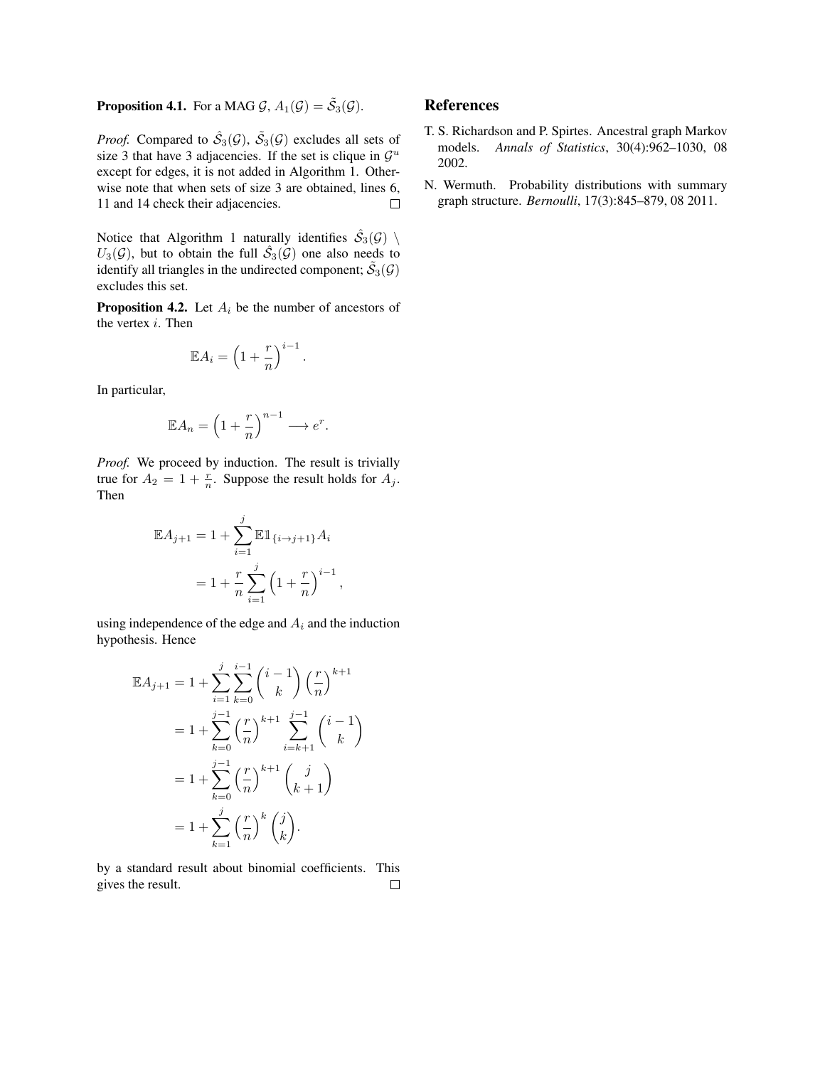**Proposition 4.1.** For a MAG $\mathcal{G}$, $A_1(\mathcal{G}) = \tilde{\mathcal{S}}_3(\mathcal{G})$.

*Proof.* Compared to $\hat{\mathcal{S}}_3(\mathcal{G})$, $\tilde{\mathcal{S}}_3(\mathcal{G})$ excludes all sets of size 3 that have 3 adjacencies. If the set is clique in $\mathcal{G}^u$ except for edges, it is not added in Algorithm 1. Otherwise note that when sets of size 3 are obtained, lines 6, 11 and 14 check their adjacencies. □

Notice that Algorithm 1 naturally identifies $\hat{\mathcal{S}}_3(\mathcal{G}) \setminus U_3(\mathcal{G})$, but to obtain the full $\hat{\mathcal{S}}_3(\mathcal{G})$ one also needs to identify all triangles in the undirected component; $\tilde{\mathcal{S}}_3(\mathcal{G})$ excludes this set.

**Proposition 4.2.** Let $A_i$ be the number of ancestors of the vertex $i$. Then

$$\mathbb{E}A_i = \left(1 + \frac{r}{n}\right)^{i-1}.$$

In particular,

$$\mathbb{E}A_n = \left(1 + \frac{r}{n}\right)^{n-1} \longrightarrow e^r.$$

*Proof.* We proceed by induction. The result is trivially true for $A_2 = 1 + \frac{r}{n}$. Suppose the result holds for $A_j$. Then

$$\begin{aligned}
\mathbb{E}A_{j+1} &= 1 + \sum_{i=1}^{j} \mathbb{E}\mathbb{1}_{\{i \to j+1\}} A_i \\
&= 1 + \frac{r}{n} \sum_{i=1}^{j} \left(1 + \frac{r}{n}\right)^{i-1},
\end{aligned}$$

using independence of the edge and $A_i$ and the induction hypothesis. Hence

$$\begin{aligned}
\mathbb{E}A_{j+1} &= 1 + \sum_{i=1}^{j} \sum_{k=0}^{i-1} \binom{i-1}{k} \left(\frac{r}{n}\right)^{k+1} \\
&= 1 + \sum_{k=0}^{j-1} \left(\frac{r}{n}\right)^{k+1} \sum_{i=k+1}^{j-1} \binom{i-1}{k} \\
&= 1 + \sum_{k=0}^{j-1} \left(\frac{r}{n}\right)^{k+1} \binom{j}{k+1} \\
&= 1 + \sum_{k=1}^{j} \left(\frac{r}{n}\right)^{k} \binom{j}{k}.
\end{aligned}$$

by a standard result about binomial coefficients. This gives the result. □

## References

T. S. Richardson and P. Spirtes. Ancestral graph Markov models. *Annals of Statistics*, 30(4):962–1030, 08 2002.

N. Wermuth. Probability distributions with summary graph structure. *Bernoulli*, 17(3):845–879, 08 2011.